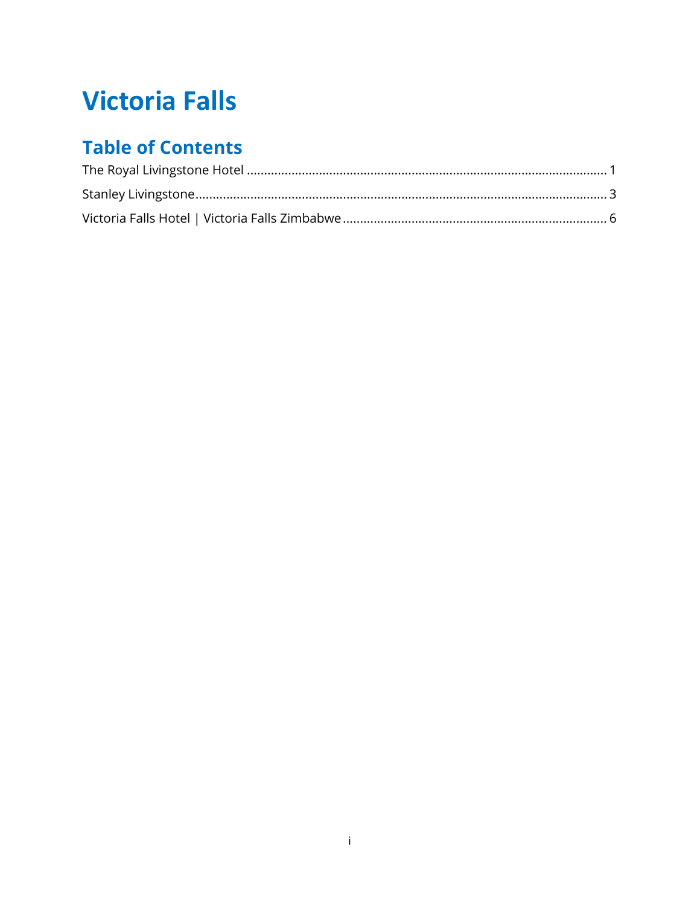# Victoria Falls

## Table of Contents

The Royal Livingstone Hotel ........................................................................................................ 1

Stanley Livingstone...................................................................................................................... 3

Victoria Falls Hotel | Victoria Falls Zimbabwe ............................................................................ 6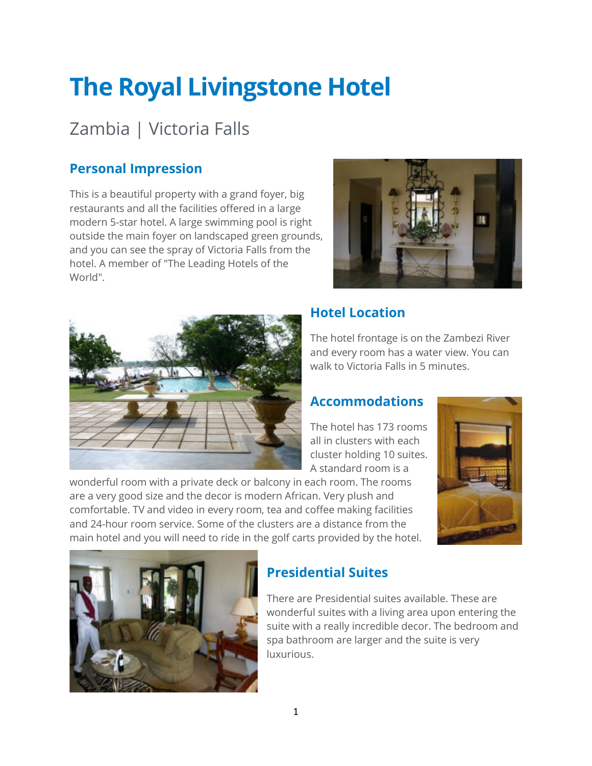# The Royal Livingstone Hotel

## Zambia | Victoria Falls

### Personal Impression

This is a beautiful property with a grand foyer, big restaurants and all the facilities offered in a large modern 5-star hotel. A large swimming pool is right outside the main foyer on landscaped green grounds, and you can see the spray of Victoria Falls from the hotel. A member of "The Leading Hotels of the World".

### Hotel Location

The hotel frontage is on the Zambezi River and every room has a water view. You can walk to Victoria Falls in 5 minutes.

### Accommodations

The hotel has 173 rooms all in clusters with each cluster holding 10 suites. A standard room is a wonderful room with a private deck or balcony in each room. The rooms are a very good size and the decor is modern African. Very plush and comfortable. TV and video in every room, tea and coffee making facilities and 24-hour room service. Some of the clusters are a distance from the main hotel and you will need to ride in the golf carts provided by the hotel.

### Presidential Suites

There are Presidential suites available. These are wonderful suites with a living area upon entering the suite with a really incredible decor. The bedroom and spa bathroom are larger and the suite is very luxurious.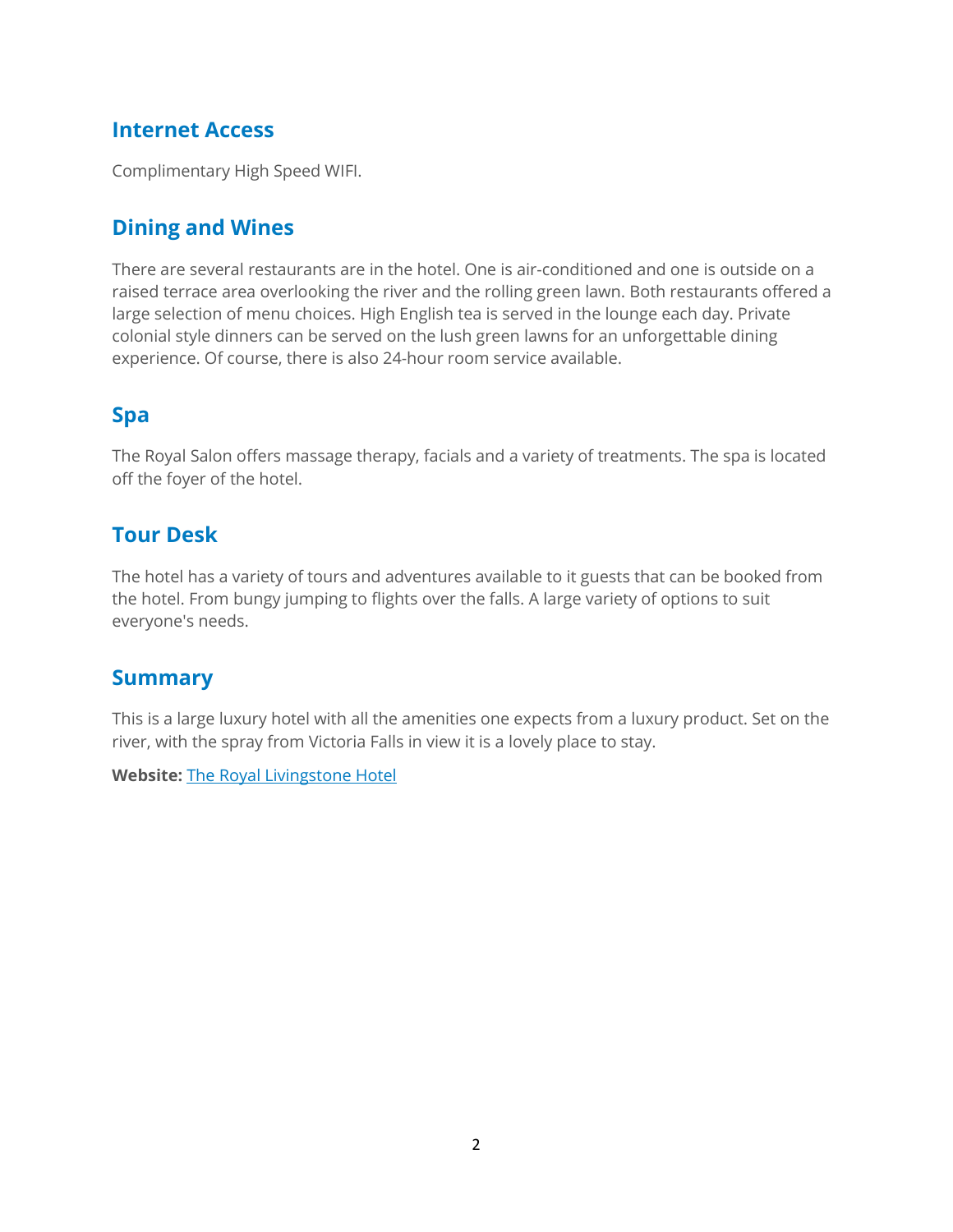## Internet Access

Complimentary High Speed WIFI.

## Dining and Wines

There are several restaurants are in the hotel. One is air-conditioned and one is outside on a raised terrace area overlooking the river and the rolling green lawn. Both restaurants offered a large selection of menu choices. High English tea is served in the lounge each day. Private colonial style dinners can be served on the lush green lawns for an unforgettable dining experience. Of course, there is also 24-hour room service available.

## Spa

The Royal Salon offers massage therapy, facials and a variety of treatments. The spa is located off the foyer of the hotel.

## Tour Desk

The hotel has a variety of tours and adventures available to it guests that can be booked from the hotel. From bungy jumping to flights over the falls. A large variety of options to suit everyone's needs.

## Summary

This is a large luxury hotel with all the amenities one expects from a luxury product. Set on the river, with the spray from Victoria Falls in view it is a lovely place to stay.

**Website:** The Royal Livingstone Hotel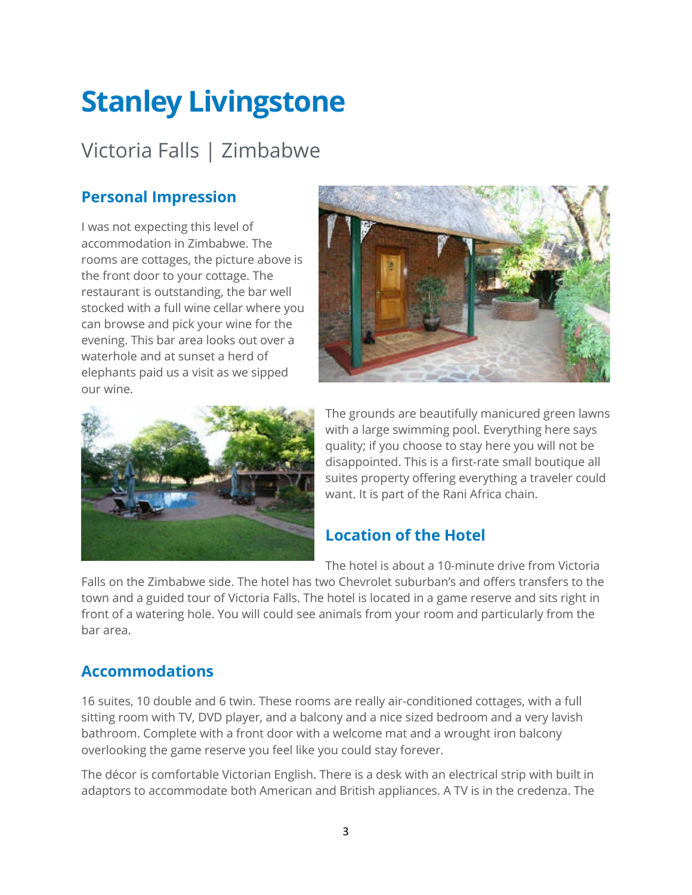# Stanley Livingstone

## Victoria Falls | Zimbabwe

### Personal Impression

I was not expecting this level of accommodation in Zimbabwe. The rooms are cottages, the picture above is the front door to your cottage. The restaurant is outstanding, the bar well stocked with a full wine cellar where you can browse and pick your wine for the evening. This bar area looks out over a waterhole and at sunset a herd of elephants paid us a visit as we sipped our wine.

The grounds are beautifully manicured green lawns with a large swimming pool. Everything here says quality; if you choose to stay here you will not be disappointed. This is a first-rate small boutique all suites property offering everything a traveler could want. It is part of the Rani Africa chain.

### Location of the Hotel

The hotel is about a 10-minute drive from Victoria Falls on the Zimbabwe side. The hotel has two Chevrolet suburban's and offers transfers to the town and a guided tour of Victoria Falls. The hotel is located in a game reserve and sits right in front of a watering hole. You will could see animals from your room and particularly from the bar area.

### Accommodations

16 suites, 10 double and 6 twin. These rooms are really air-conditioned cottages, with a full sitting room with TV, DVD player, and a balcony and a nice sized bedroom and a very lavish bathroom. Complete with a front door with a welcome mat and a wrought iron balcony overlooking the game reserve you feel like you could stay forever.

The décor is comfortable Victorian English. There is a desk with an electrical strip with built in adaptors to accommodate both American and British appliances. A TV is in the credenza. The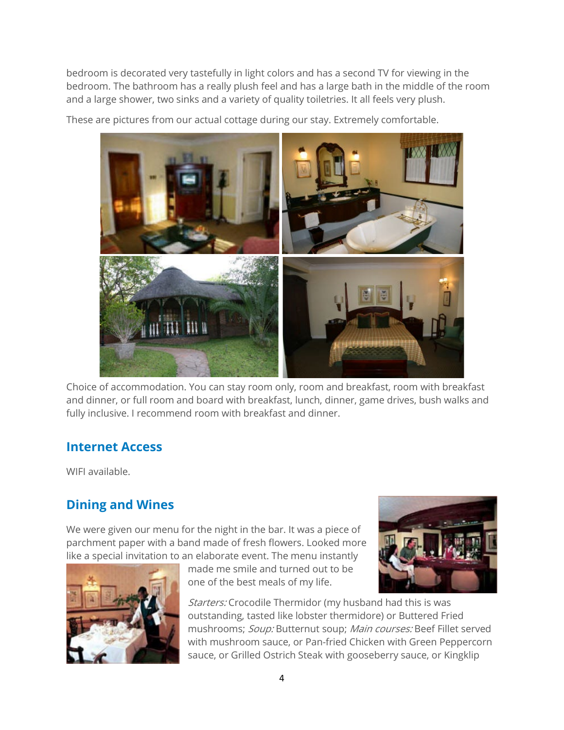bedroom is decorated very tastefully in light colors and has a second TV for viewing in the bedroom. The bathroom has a really plush feel and has a large bath in the middle of the room and a large shower, two sinks and a variety of quality toiletries. It all feels very plush.

These are pictures from our actual cottage during our stay. Extremely comfortable.

Choice of accommodation. You can stay room only, room and breakfast, room with breakfast and dinner, or full room and board with breakfast, lunch, dinner, game drives, bush walks and fully inclusive. I recommend room with breakfast and dinner.

## Internet Access

WIFI available.

## Dining and Wines

We were given our menu for the night in the bar. It was a piece of parchment paper with a band made of fresh flowers. Looked more like a special invitation to an elaborate event. The menu instantly made me smile and turned out to be one of the best meals of my life.

*Starters:* Crocodile Thermidor (my husband had this is was outstanding, tasted like lobster thermidore) or Buttered Fried mushrooms; *Soup:* Butternut soup; *Main courses:* Beef Fillet served with mushroom sauce, or Pan-fried Chicken with Green Peppercorn sauce, or Grilled Ostrich Steak with gooseberry sauce, or Kingklip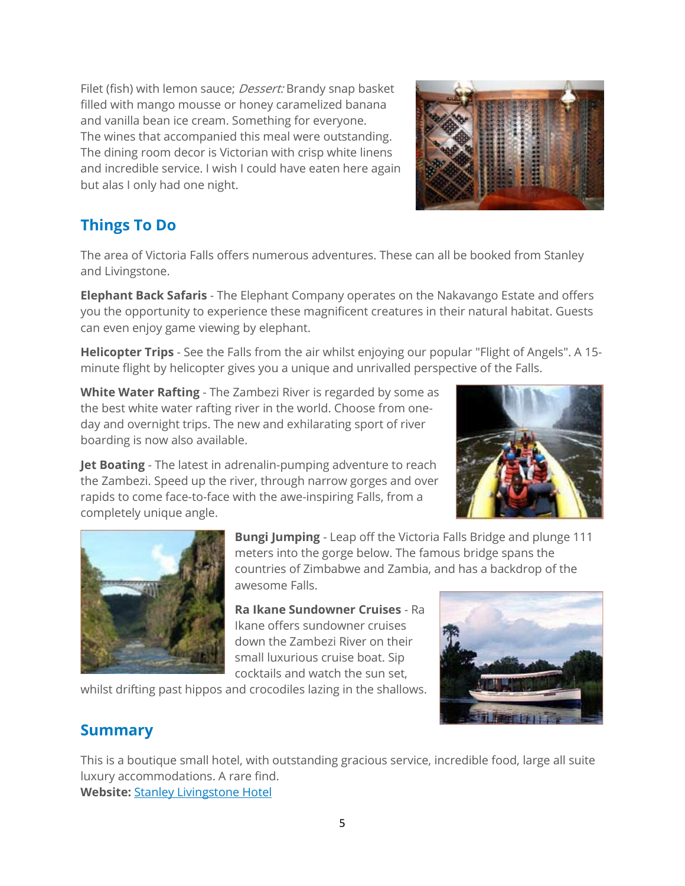Filet (fish) with lemon sauce; *Dessert:* Brandy snap basket filled with mango mousse or honey caramelized banana and vanilla bean ice cream. Something for everyone. The wines that accompanied this meal were outstanding. The dining room decor is Victorian with crisp white linens and incredible service. I wish I could have eaten here again but alas I only had one night.

## Things To Do

The area of Victoria Falls offers numerous adventures. These can all be booked from Stanley and Livingstone.

**Elephant Back Safaris** - The Elephant Company operates on the Nakavango Estate and offers you the opportunity to experience these magnificent creatures in their natural habitat. Guests can even enjoy game viewing by elephant.

**Helicopter Trips** - See the Falls from the air whilst enjoying our popular "Flight of Angels". A 15-minute flight by helicopter gives you a unique and unrivalled perspective of the Falls.

**White Water Rafting** - The Zambezi River is regarded by some as the best white water rafting river in the world. Choose from one-day and overnight trips. The new and exhilarating sport of river boarding is now also available.

**Jet Boating** - The latest in adrenalin-pumping adventure to reach the Zambezi. Speed up the river, through narrow gorges and over rapids to come face-to-face with the awe-inspiring Falls, from a completely unique angle.

**Bungi Jumping** - Leap off the Victoria Falls Bridge and plunge 111 meters into the gorge below. The famous bridge spans the countries of Zimbabwe and Zambia, and has a backdrop of the awesome Falls.

**Ra Ikane Sundowner Cruises** - Ra Ikane offers sundowner cruises down the Zambezi River on their small luxurious cruise boat. Sip cocktails and watch the sun set, whilst drifting past hippos and crocodiles lazing in the shallows.

## Summary

This is a boutique small hotel, with outstanding gracious service, incredible food, large all suite luxury accommodations. A rare find.
**Website:** Stanley Livingstone Hotel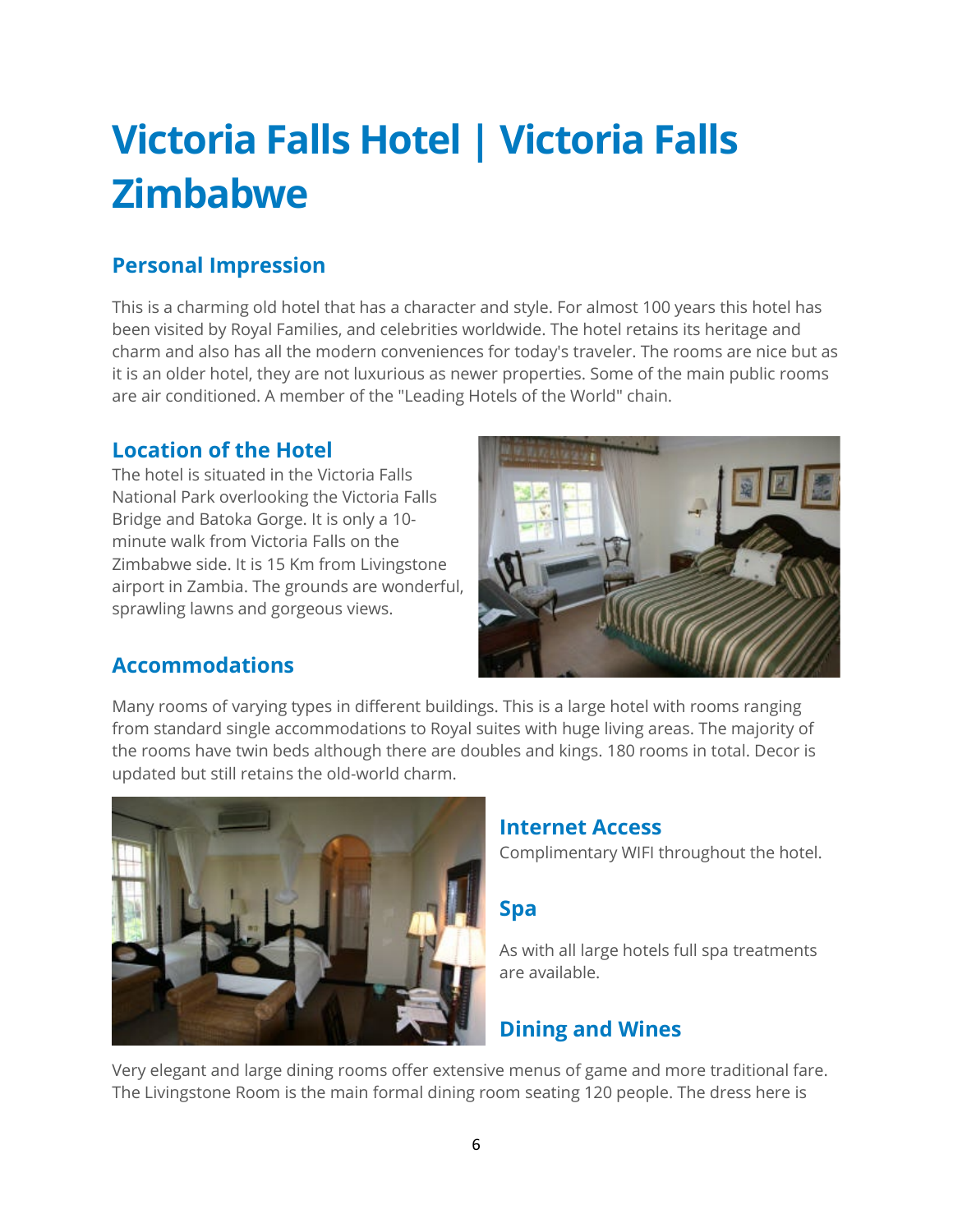# Victoria Falls Hotel | Victoria Falls Zimbabwe

## Personal Impression

This is a charming old hotel that has a character and style. For almost 100 years this hotel has been visited by Royal Families, and celebrities worldwide. The hotel retains its heritage and charm and also has all the modern conveniences for today's traveler. The rooms are nice but as it is an older hotel, they are not luxurious as newer properties. Some of the main public rooms are air conditioned. A member of the "Leading Hotels of the World" chain.

## Location of the Hotel

The hotel is situated in the Victoria Falls National Park overlooking the Victoria Falls Bridge and Batoka Gorge. It is only a 10-minute walk from Victoria Falls on the Zimbabwe side. It is 15 Km from Livingstone airport in Zambia. The grounds are wonderful, sprawling lawns and gorgeous views.

## Accommodations

Many rooms of varying types in different buildings. This is a large hotel with rooms ranging from standard single accommodations to Royal suites with huge living areas. The majority of the rooms have twin beds although there are doubles and kings. 180 rooms in total. Decor is updated but still retains the old-world charm.

## Internet Access

Complimentary WIFI throughout the hotel.

## Spa

As with all large hotels full spa treatments are available.

## Dining and Wines

Very elegant and large dining rooms offer extensive menus of game and more traditional fare. The Livingstone Room is the main formal dining room seating 120 people. The dress here is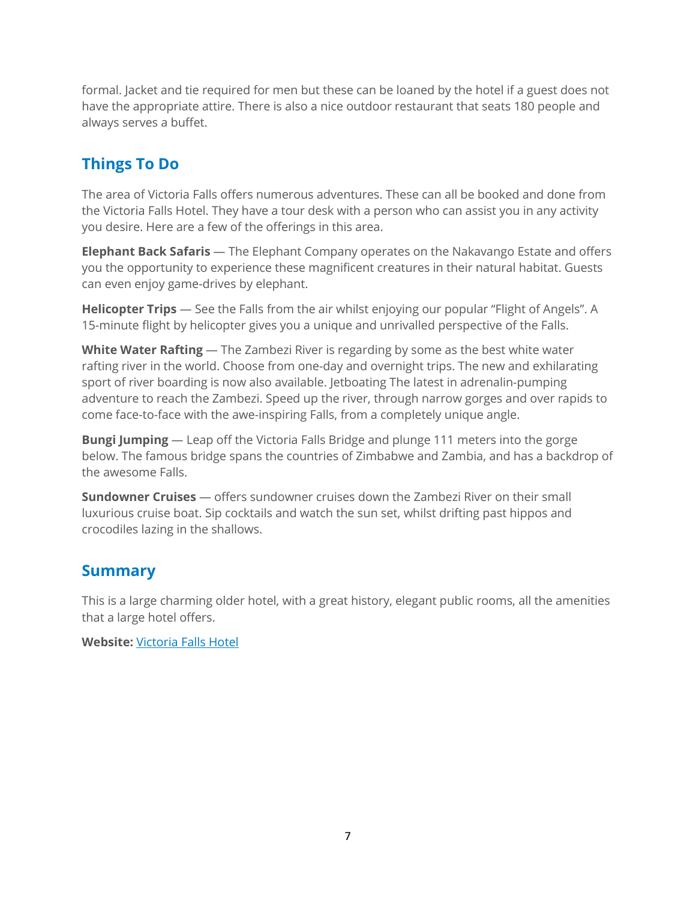formal. Jacket and tie required for men but these can be loaned by the hotel if a guest does not have the appropriate attire. There is also a nice outdoor restaurant that seats 180 people and always serves a buffet.

## Things To Do

The area of Victoria Falls offers numerous adventures. These can all be booked and done from the Victoria Falls Hotel. They have a tour desk with a person who can assist you in any activity you desire. Here are a few of the offerings in this area.

**Elephant Back Safaris** — The Elephant Company operates on the Nakavango Estate and offers you the opportunity to experience these magnificent creatures in their natural habitat. Guests can even enjoy game-drives by elephant.

**Helicopter Trips** — See the Falls from the air whilst enjoying our popular "Flight of Angels". A 15-minute flight by helicopter gives you a unique and unrivalled perspective of the Falls.

**White Water Rafting** — The Zambezi River is regarding by some as the best white water rafting river in the world. Choose from one-day and overnight trips. The new and exhilarating sport of river boarding is now also available. Jetboating The latest in adrenalin-pumping adventure to reach the Zambezi. Speed up the river, through narrow gorges and over rapids to come face-to-face with the awe-inspiring Falls, from a completely unique angle.

**Bungi Jumping** — Leap off the Victoria Falls Bridge and plunge 111 meters into the gorge below. The famous bridge spans the countries of Zimbabwe and Zambia, and has a backdrop of the awesome Falls.

**Sundowner Cruises** — offers sundowner cruises down the Zambezi River on their small luxurious cruise boat. Sip cocktails and watch the sun set, whilst drifting past hippos and crocodiles lazing in the shallows.

## Summary

This is a large charming older hotel, with a great history, elegant public rooms, all the amenities that a large hotel offers.

**Website:** Victoria Falls Hotel